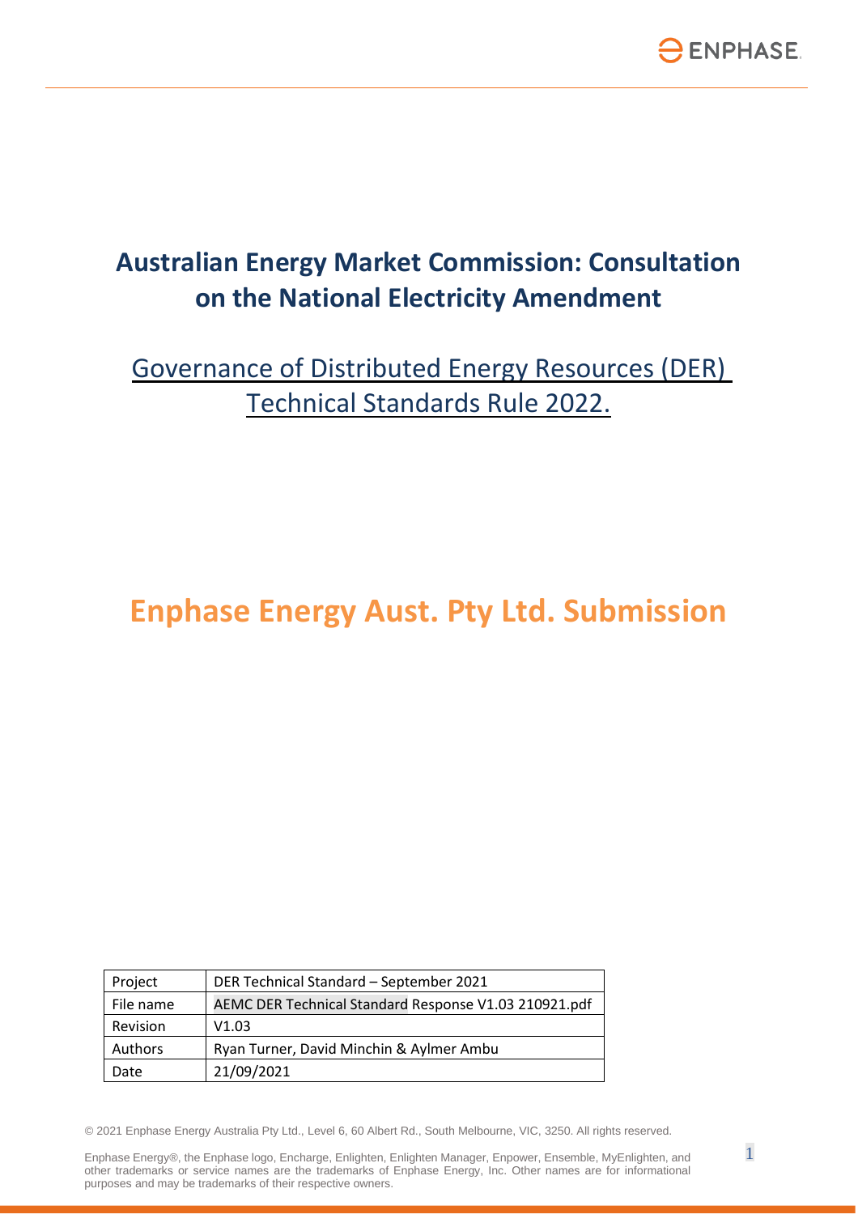# Australian Energy Market Commission: Consultation on the National Electricity Amendment

## Governance of Distributed Energy Resources (DER) Technical Standards Rule 2022.

# Enphase Energy Aust. Pty Ltd. Submission

| Project | DER Technical Standard – September 2021 |
| --- | --- |
| File name | AEMC DER Technical Standard Response V1.03 210921.pdf |
| Revision | V1.03 |
| Authors | Ryan Turner, David Minchin & Aylmer Ambu |
| Date | 21/09/2021 |

© 2021 Enphase Energy Australia Pty Ltd., Level 6, 60 Albert Rd., South Melbourne, VIC, 3250. All rights reserved.

Enphase Energy®, the Enphase logo, Encharge, Enlighten, Enlighten Manager, Enpower, Ensemble, MyEnlighten, and other trademarks or service names are the trademarks of Enphase Energy, Inc. Other names are for informational purposes and may be trademarks of their respective owners.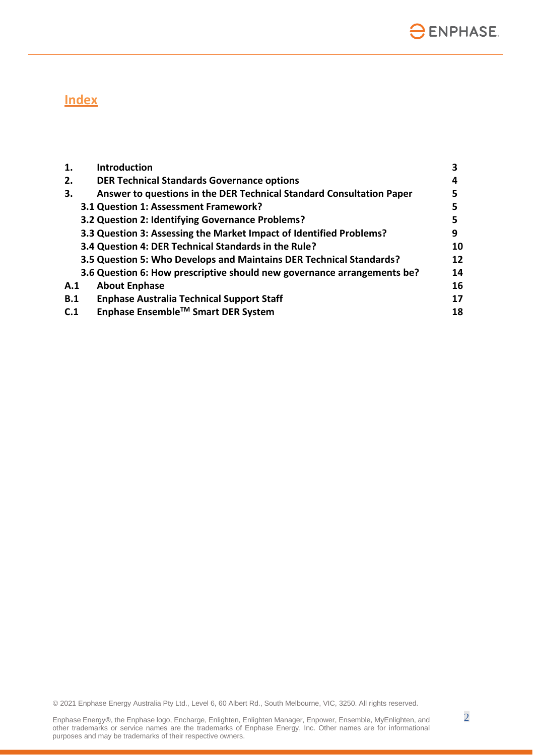## Index

| | | |
|---|---|---|
| **1.** | **Introduction** | **3** |
| **2.** | **DER Technical Standards Governance options** | **4** |
| **3.** | **Answer to questions in the DER Technical Standard Consultation Paper** | **5** |
| | **3.1 Question 1: Assessment Framework?** | **5** |
| | **3.2 Question 2: Identifying Governance Problems?** | **5** |
| | **3.3 Question 3: Assessing the Market Impact of Identified Problems?** | **9** |
| | **3.4 Question 4: DER Technical Standards in the Rule?** | **10** |
| | **3.5 Question 5: Who Develops and Maintains DER Technical Standards?** | **12** |
| | **3.6 Question 6: How prescriptive should new governance arrangements be?** | **14** |
| **A.1** | **About Enphase** | **16** |
| **B.1** | **Enphase Australia Technical Support Staff** | **17** |
| **C.1** | **Enphase Ensemble™ Smart DER System** | **18** |

© 2021 Enphase Energy Australia Pty Ltd., Level 6, 60 Albert Rd., South Melbourne, VIC, 3250. All rights reserved.

Enphase Energy®, the Enphase logo, Encharge, Enlighten, Enlighten Manager, Enpower, Ensemble, MyEnlighten, and other trademarks or service names are the trademarks of Enphase Energy, Inc. Other names are for informational purposes and may be trademarks of their respective owners.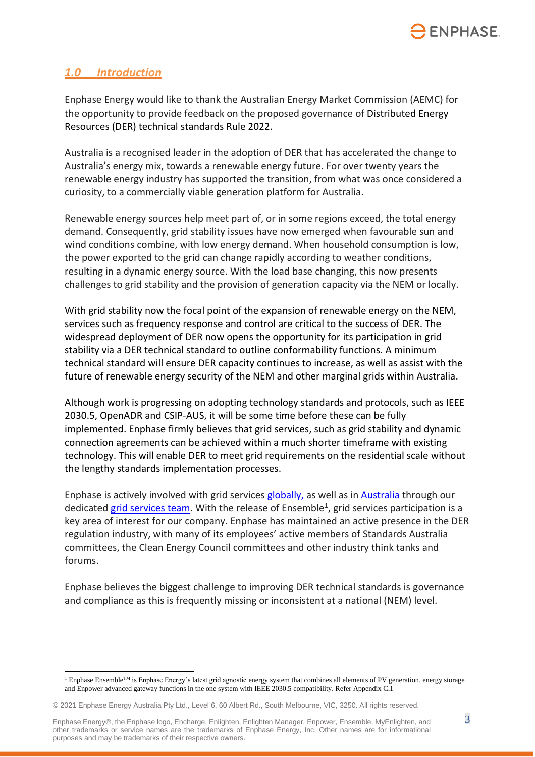## *1.0 Introduction*

Enphase Energy would like to thank the Australian Energy Market Commission (AEMC) for the opportunity to provide feedback on the proposed governance of Distributed Energy Resources (DER) technical standards Rule 2022.

Australia is a recognised leader in the adoption of DER that has accelerated the change to Australia's energy mix, towards a renewable energy future. For over twenty years the renewable energy industry has supported the transition, from what was once considered a curiosity, to a commercially viable generation platform for Australia.

Renewable energy sources help meet part of, or in some regions exceed, the total energy demand. Consequently, grid stability issues have now emerged when favourable sun and wind conditions combine, with low energy demand. When household consumption is low, the power exported to the grid can change rapidly according to weather conditions, resulting in a dynamic energy source. With the load base changing, this now presents challenges to grid stability and the provision of generation capacity via the NEM or locally.

With grid stability now the focal point of the expansion of renewable energy on the NEM, services such as frequency response and control are critical to the success of DER. The widespread deployment of DER now opens the opportunity for its participation in grid stability via a DER technical standard to outline conformability functions. A minimum technical standard will ensure DER capacity continues to increase, as well as assist with the future of renewable energy security of the NEM and other marginal grids within Australia.

Although work is progressing on adopting technology standards and protocols, such as IEEE 2030.5, OpenADR and CSIP-AUS, it will be some time before these can be fully implemented. Enphase firmly believes that grid services, such as grid stability and dynamic connection agreements can be achieved within a much shorter timeframe with existing technology. This will enable DER to meet grid requirements on the residential scale without the lengthy standards implementation processes.

Enphase is actively involved with grid services globally, as well as in Australia through our dedicated grid services team. With the release of Ensemble[1], grid services participation is a key area of interest for our company. Enphase has maintained an active presence in the DER regulation industry, with many of its employees' active members of Standards Australia committees, the Clean Energy Council committees and other industry think tanks and forums.

Enphase believes the biggest challenge to improving DER technical standards is governance and compliance as this is frequently missing or inconsistent at a national (NEM) level.

[1] Enphase Ensemble™ is Enphase Energy's latest grid agnostic energy system that combines all elements of PV generation, energy storage and Enpower advanced gateway functions in the one system with IEEE 2030.5 compatibility. Refer Appendix C.1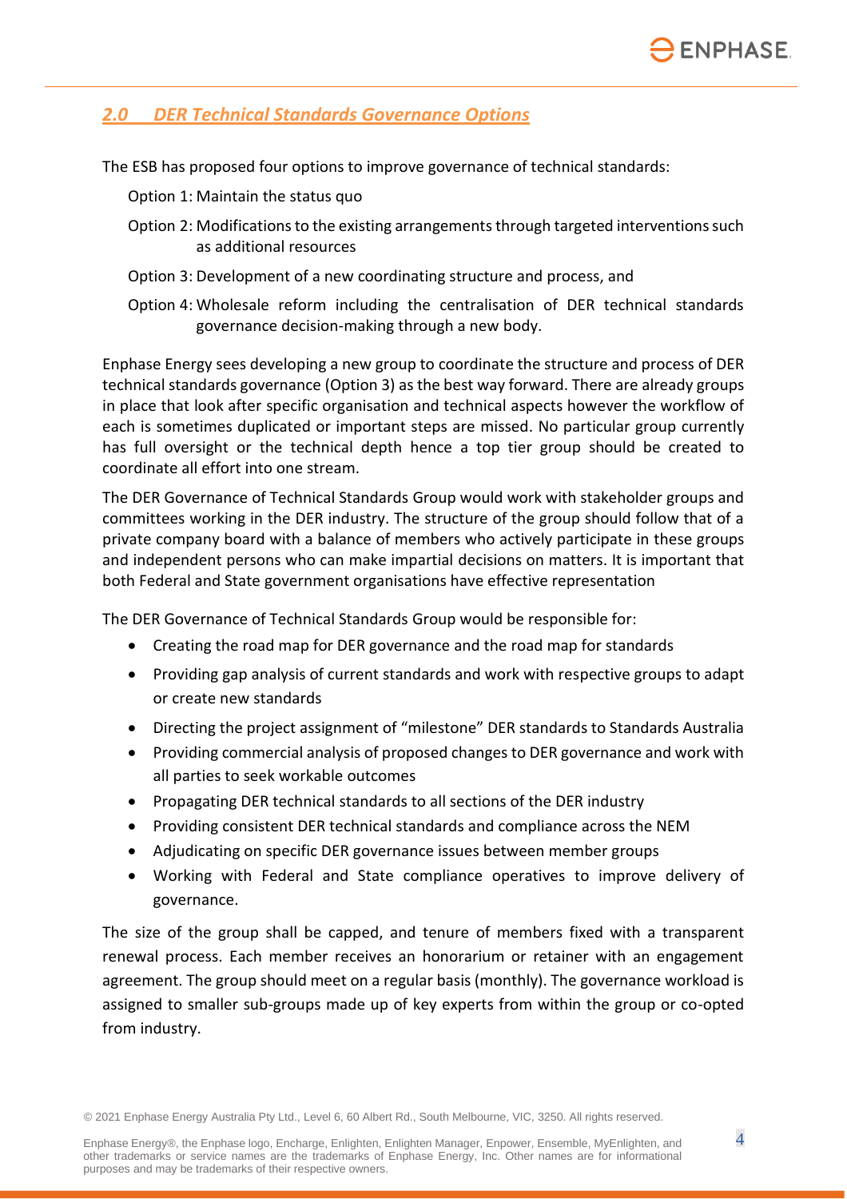## *2.0 DER Technical Standards Governance Options*

The ESB has proposed four options to improve governance of technical standards:

Option 1: Maintain the status quo

Option 2: Modifications to the existing arrangements through targeted interventions such as additional resources

Option 3: Development of a new coordinating structure and process, and

Option 4: Wholesale reform including the centralisation of DER technical standards governance decision-making through a new body.

Enphase Energy sees developing a new group to coordinate the structure and process of DER technical standards governance (Option 3) as the best way forward. There are already groups in place that look after specific organisation and technical aspects however the workflow of each is sometimes duplicated or important steps are missed. No particular group currently has full oversight or the technical depth hence a top tier group should be created to coordinate all effort into one stream.

The DER Governance of Technical Standards Group would work with stakeholder groups and committees working in the DER industry. The structure of the group should follow that of a private company board with a balance of members who actively participate in these groups and independent persons who can make impartial decisions on matters. It is important that both Federal and State government organisations have effective representation

The DER Governance of Technical Standards Group would be responsible for:

- Creating the road map for DER governance and the road map for standards
- Providing gap analysis of current standards and work with respective groups to adapt or create new standards
- Directing the project assignment of "milestone" DER standards to Standards Australia
- Providing commercial analysis of proposed changes to DER governance and work with all parties to seek workable outcomes
- Propagating DER technical standards to all sections of the DER industry
- Providing consistent DER technical standards and compliance across the NEM
- Adjudicating on specific DER governance issues between member groups
- Working with Federal and State compliance operatives to improve delivery of governance.

The size of the group shall be capped, and tenure of members fixed with a transparent renewal process. Each member receives an honorarium or retainer with an engagement agreement. The group should meet on a regular basis (monthly). The governance workload is assigned to smaller sub-groups made up of key experts from within the group or co-opted from industry.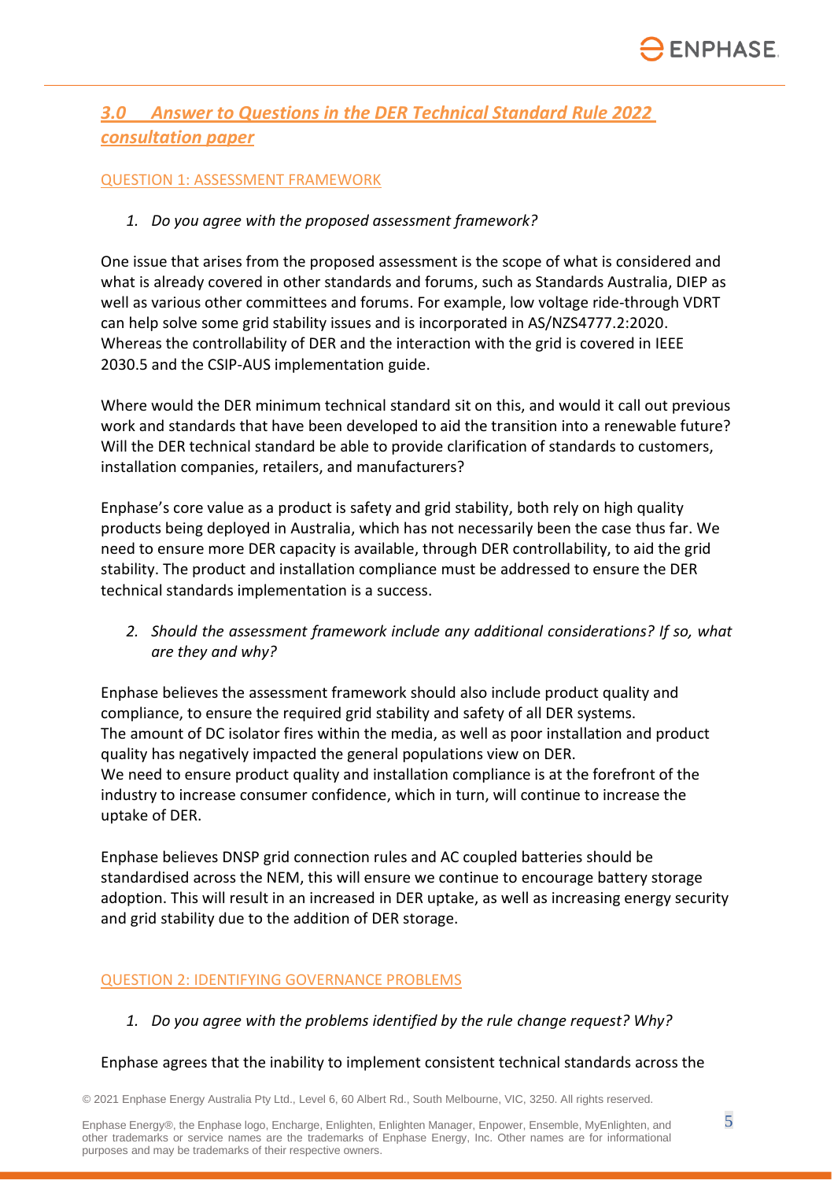## *3.0 Answer to Questions in the DER Technical Standard Rule 2022 consultation paper*

### QUESTION 1: ASSESSMENT FRAMEWORK

1. *Do you agree with the proposed assessment framework?*

One issue that arises from the proposed assessment is the scope of what is considered and what is already covered in other standards and forums, such as Standards Australia, DIEP as well as various other committees and forums. For example, low voltage ride-through VDRT can help solve some grid stability issues and is incorporated in AS/NZS4777.2:2020. Whereas the controllability of DER and the interaction with the grid is covered in IEEE 2030.5 and the CSIP-AUS implementation guide.

Where would the DER minimum technical standard sit on this, and would it call out previous work and standards that have been developed to aid the transition into a renewable future? Will the DER technical standard be able to provide clarification of standards to customers, installation companies, retailers, and manufacturers?

Enphase's core value as a product is safety and grid stability, both rely on high quality products being deployed in Australia, which has not necessarily been the case thus far. We need to ensure more DER capacity is available, through DER controllability, to aid the grid stability. The product and installation compliance must be addressed to ensure the DER technical standards implementation is a success.

2. *Should the assessment framework include any additional considerations? If so, what are they and why?*

Enphase believes the assessment framework should also include product quality and compliance, to ensure the required grid stability and safety of all DER systems.
The amount of DC isolator fires within the media, as well as poor installation and product quality has negatively impacted the general populations view on DER.
We need to ensure product quality and installation compliance is at the forefront of the industry to increase consumer confidence, which in turn, will continue to increase the uptake of DER.

Enphase believes DNSP grid connection rules and AC coupled batteries should be standardised across the NEM, this will ensure we continue to encourage battery storage adoption. This will result in an increased in DER uptake, as well as increasing energy security and grid stability due to the addition of DER storage.

### QUESTION 2: IDENTIFYING GOVERNANCE PROBLEMS

1. *Do you agree with the problems identified by the rule change request? Why?*

Enphase agrees that the inability to implement consistent technical standards across the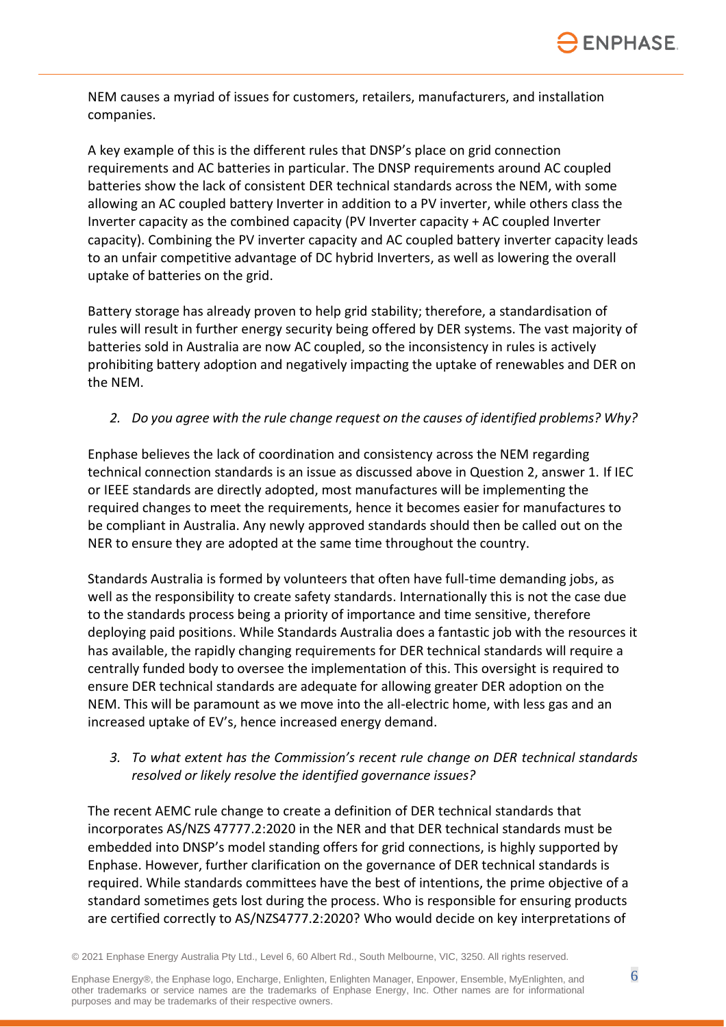NEM causes a myriad of issues for customers, retailers, manufacturers, and installation companies.

A key example of this is the different rules that DNSP's place on grid connection requirements and AC batteries in particular. The DNSP requirements around AC coupled batteries show the lack of consistent DER technical standards across the NEM, with some allowing an AC coupled battery Inverter in addition to a PV inverter, while others class the Inverter capacity as the combined capacity (PV Inverter capacity + AC coupled Inverter capacity). Combining the PV inverter capacity and AC coupled battery inverter capacity leads to an unfair competitive advantage of DC hybrid Inverters, as well as lowering the overall uptake of batteries on the grid.

Battery storage has already proven to help grid stability; therefore, a standardisation of rules will result in further energy security being offered by DER systems. The vast majority of batteries sold in Australia are now AC coupled, so the inconsistency in rules is actively prohibiting battery adoption and negatively impacting the uptake of renewables and DER on the NEM.

2. *Do you agree with the rule change request on the causes of identified problems? Why?*

Enphase believes the lack of coordination and consistency across the NEM regarding technical connection standards is an issue as discussed above in Question 2, answer 1. If IEC or IEEE standards are directly adopted, most manufactures will be implementing the required changes to meet the requirements, hence it becomes easier for manufactures to be compliant in Australia. Any newly approved standards should then be called out on the NER to ensure they are adopted at the same time throughout the country.

Standards Australia is formed by volunteers that often have full-time demanding jobs, as well as the responsibility to create safety standards. Internationally this is not the case due to the standards process being a priority of importance and time sensitive, therefore deploying paid positions. While Standards Australia does a fantastic job with the resources it has available, the rapidly changing requirements for DER technical standards will require a centrally funded body to oversee the implementation of this. This oversight is required to ensure DER technical standards are adequate for allowing greater DER adoption on the NEM. This will be paramount as we move into the all-electric home, with less gas and an increased uptake of EV's, hence increased energy demand.

3. *To what extent has the Commission's recent rule change on DER technical standards resolved or likely resolve the identified governance issues?*

The recent AEMC rule change to create a definition of DER technical standards that incorporates AS/NZS 47777.2:2020 in the NER and that DER technical standards must be embedded into DNSP's model standing offers for grid connections, is highly supported by Enphase. However, further clarification on the governance of DER technical standards is required. While standards committees have the best of intentions, the prime objective of a standard sometimes gets lost during the process. Who is responsible for ensuring products are certified correctly to AS/NZS4777.2:2020? Who would decide on key interpretations of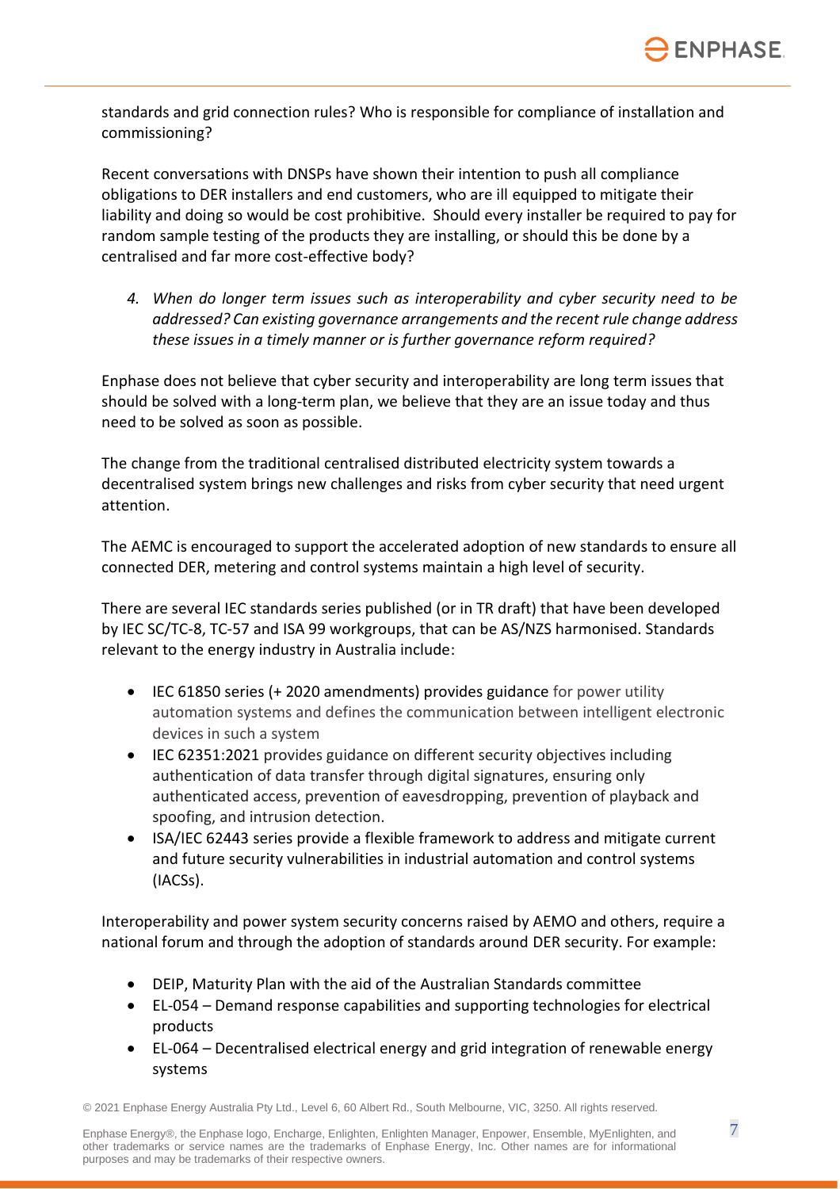standards and grid connection rules? Who is responsible for compliance of installation and commissioning?

Recent conversations with DNSPs have shown their intention to push all compliance obligations to DER installers and end customers, who are ill equipped to mitigate their liability and doing so would be cost prohibitive. Should every installer be required to pay for random sample testing of the products they are installing, or should this be done by a centralised and far more cost-effective body?

4. *When do longer term issues such as interoperability and cyber security need to be addressed? Can existing governance arrangements and the recent rule change address these issues in a timely manner or is further governance reform required?*

Enphase does not believe that cyber security and interoperability are long term issues that should be solved with a long-term plan, we believe that they are an issue today and thus need to be solved as soon as possible.

The change from the traditional centralised distributed electricity system towards a decentralised system brings new challenges and risks from cyber security that need urgent attention.

The AEMC is encouraged to support the accelerated adoption of new standards to ensure all connected DER, metering and control systems maintain a high level of security.

There are several IEC standards series published (or in TR draft) that have been developed by IEC SC/TC-8, TC-57 and ISA 99 workgroups, that can be AS/NZS harmonised. Standards relevant to the energy industry in Australia include:

- IEC 61850 series (+ 2020 amendments) provides guidance for power utility automation systems and defines the communication between intelligent electronic devices in such a system
- IEC 62351:2021 provides guidance on different security objectives including authentication of data transfer through digital signatures, ensuring only authenticated access, prevention of eavesdropping, prevention of playback and spoofing, and intrusion detection.
- ISA/IEC 62443 series provide a flexible framework to address and mitigate current and future security vulnerabilities in industrial automation and control systems (IACSs).

Interoperability and power system security concerns raised by AEMO and others, require a national forum and through the adoption of standards around DER security. For example:

- DEIP, Maturity Plan with the aid of the Australian Standards committee
- EL-054 – Demand response capabilities and supporting technologies for electrical products
- EL-064 – Decentralised electrical energy and grid integration of renewable energy systems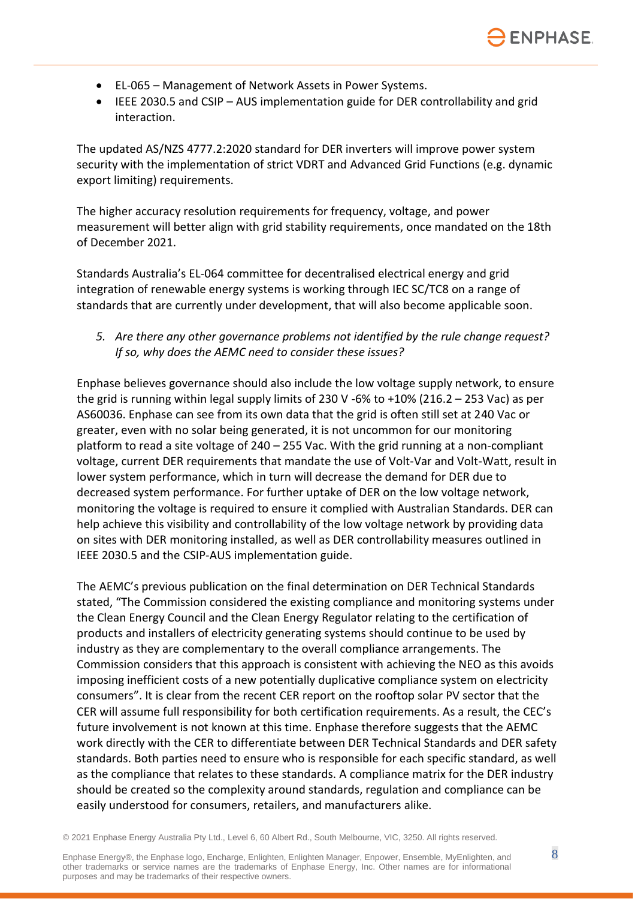- EL-065 – Management of Network Assets in Power Systems.
- IEEE 2030.5 and CSIP – AUS implementation guide for DER controllability and grid interaction.

The updated AS/NZS 4777.2:2020 standard for DER inverters will improve power system security with the implementation of strict VDRT and Advanced Grid Functions (e.g. dynamic export limiting) requirements.

The higher accuracy resolution requirements for frequency, voltage, and power measurement will better align with grid stability requirements, once mandated on the 18th of December 2021.

Standards Australia's EL-064 committee for decentralised electrical energy and grid integration of renewable energy systems is working through IEC SC/TC8 on a range of standards that are currently under development, that will also become applicable soon.

5. *Are there any other governance problems not identified by the rule change request? If so, why does the AEMC need to consider these issues?*

Enphase believes governance should also include the low voltage supply network, to ensure the grid is running within legal supply limits of 230 V -6% to +10% (216.2 – 253 Vac) as per AS60036. Enphase can see from its own data that the grid is often still set at 240 Vac or greater, even with no solar being generated, it is not uncommon for our monitoring platform to read a site voltage of 240 – 255 Vac. With the grid running at a non-compliant voltage, current DER requirements that mandate the use of Volt-Var and Volt-Watt, result in lower system performance, which in turn will decrease the demand for DER due to decreased system performance. For further uptake of DER on the low voltage network, monitoring the voltage is required to ensure it complied with Australian Standards. DER can help achieve this visibility and controllability of the low voltage network by providing data on sites with DER monitoring installed, as well as DER controllability measures outlined in IEEE 2030.5 and the CSIP-AUS implementation guide.

The AEMC's previous publication on the final determination on DER Technical Standards stated, "The Commission considered the existing compliance and monitoring systems under the Clean Energy Council and the Clean Energy Regulator relating to the certification of products and installers of electricity generating systems should continue to be used by industry as they are complementary to the overall compliance arrangements. The Commission considers that this approach is consistent with achieving the NEO as this avoids imposing inefficient costs of a new potentially duplicative compliance system on electricity consumers". It is clear from the recent CER report on the rooftop solar PV sector that the CER will assume full responsibility for both certification requirements. As a result, the CEC's future involvement is not known at this time. Enphase therefore suggests that the AEMC work directly with the CER to differentiate between DER Technical Standards and DER safety standards. Both parties need to ensure who is responsible for each specific standard, as well as the compliance that relates to these standards. A compliance matrix for the DER industry should be created so the complexity around standards, regulation and compliance can be easily understood for consumers, retailers, and manufacturers alike.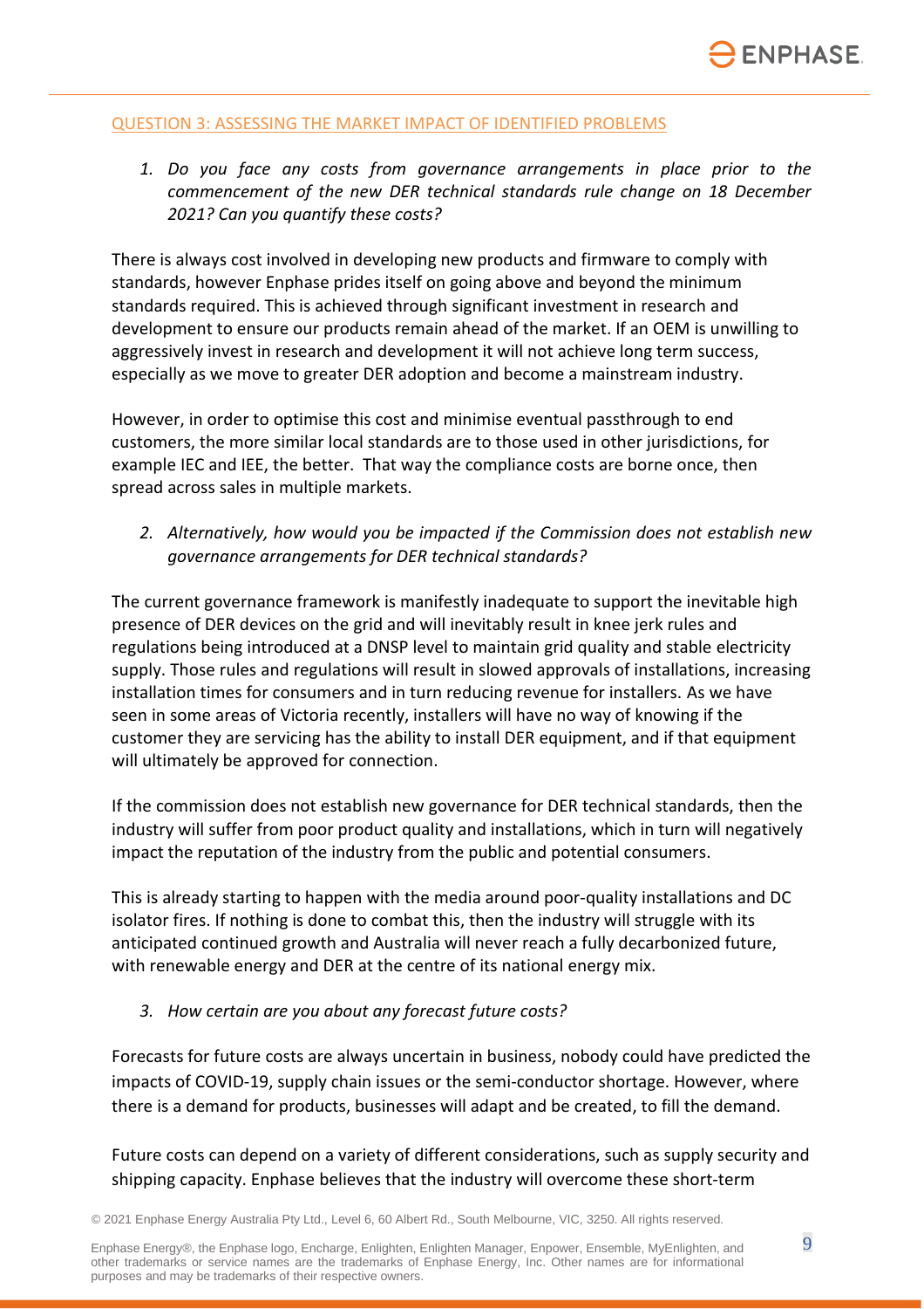## QUESTION 3: ASSESSING THE MARKET IMPACT OF IDENTIFIED PROBLEMS

1. *Do you face any costs from governance arrangements in place prior to the commencement of the new DER technical standards rule change on 18 December 2021? Can you quantify these costs?*

There is always cost involved in developing new products and firmware to comply with standards, however Enphase prides itself on going above and beyond the minimum standards required. This is achieved through significant investment in research and development to ensure our products remain ahead of the market. If an OEM is unwilling to aggressively invest in research and development it will not achieve long term success, especially as we move to greater DER adoption and become a mainstream industry.

However, in order to optimise this cost and minimise eventual passthrough to end customers, the more similar local standards are to those used in other jurisdictions, for example IEC and IEE, the better. That way the compliance costs are borne once, then spread across sales in multiple markets.

2. *Alternatively, how would you be impacted if the Commission does not establish new governance arrangements for DER technical standards?*

The current governance framework is manifestly inadequate to support the inevitable high presence of DER devices on the grid and will inevitably result in knee jerk rules and regulations being introduced at a DNSP level to maintain grid quality and stable electricity supply. Those rules and regulations will result in slowed approvals of installations, increasing installation times for consumers and in turn reducing revenue for installers. As we have seen in some areas of Victoria recently, installers will have no way of knowing if the customer they are servicing has the ability to install DER equipment, and if that equipment will ultimately be approved for connection.

If the commission does not establish new governance for DER technical standards, then the industry will suffer from poor product quality and installations, which in turn will negatively impact the reputation of the industry from the public and potential consumers.

This is already starting to happen with the media around poor-quality installations and DC isolator fires. If nothing is done to combat this, then the industry will struggle with its anticipated continued growth and Australia will never reach a fully decarbonized future, with renewable energy and DER at the centre of its national energy mix.

3. *How certain are you about any forecast future costs?*

Forecasts for future costs are always uncertain in business, nobody could have predicted the impacts of COVID-19, supply chain issues or the semi-conductor shortage. However, where there is a demand for products, businesses will adapt and be created, to fill the demand.

Future costs can depend on a variety of different considerations, such as supply security and shipping capacity. Enphase believes that the industry will overcome these short-term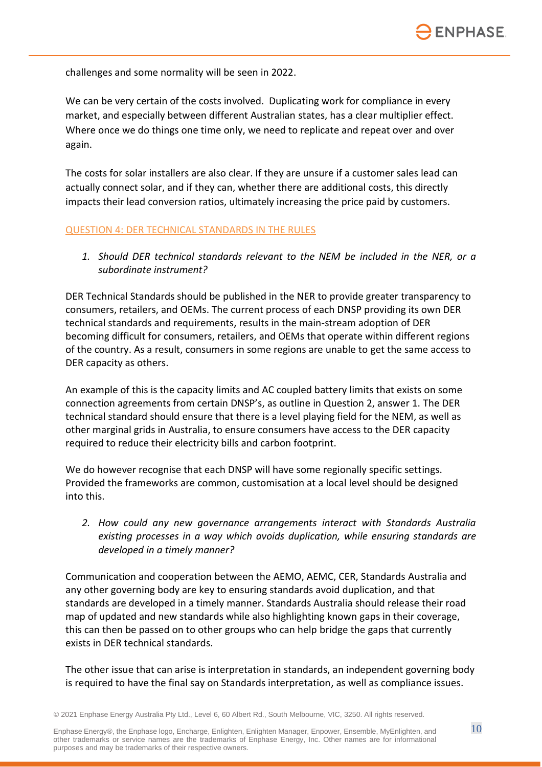challenges and some normality will be seen in 2022.

We can be very certain of the costs involved. Duplicating work for compliance in every market, and especially between different Australian states, has a clear multiplier effect. Where once we do things one time only, we need to replicate and repeat over and over again.

The costs for solar installers are also clear. If they are unsure if a customer sales lead can actually connect solar, and if they can, whether there are additional costs, this directly impacts their lead conversion ratios, ultimately increasing the price paid by customers.

## QUESTION 4: DER TECHNICAL STANDARDS IN THE RULES

1. *Should DER technical standards relevant to the NEM be included in the NER, or a subordinate instrument?*

DER Technical Standards should be published in the NER to provide greater transparency to consumers, retailers, and OEMs. The current process of each DNSP providing its own DER technical standards and requirements, results in the main-stream adoption of DER becoming difficult for consumers, retailers, and OEMs that operate within different regions of the country. As a result, consumers in some regions are unable to get the same access to DER capacity as others.

An example of this is the capacity limits and AC coupled battery limits that exists on some connection agreements from certain DNSP's, as outline in Question 2, answer 1. The DER technical standard should ensure that there is a level playing field for the NEM, as well as other marginal grids in Australia, to ensure consumers have access to the DER capacity required to reduce their electricity bills and carbon footprint.

We do however recognise that each DNSP will have some regionally specific settings. Provided the frameworks are common, customisation at a local level should be designed into this.

2. *How could any new governance arrangements interact with Standards Australia existing processes in a way which avoids duplication, while ensuring standards are developed in a timely manner?*

Communication and cooperation between the AEMO, AEMC, CER, Standards Australia and any other governing body are key to ensuring standards avoid duplication, and that standards are developed in a timely manner. Standards Australia should release their road map of updated and new standards while also highlighting known gaps in their coverage, this can then be passed on to other groups who can help bridge the gaps that currently exists in DER technical standards.

The other issue that can arise is interpretation in standards, an independent governing body is required to have the final say on Standards interpretation, as well as compliance issues.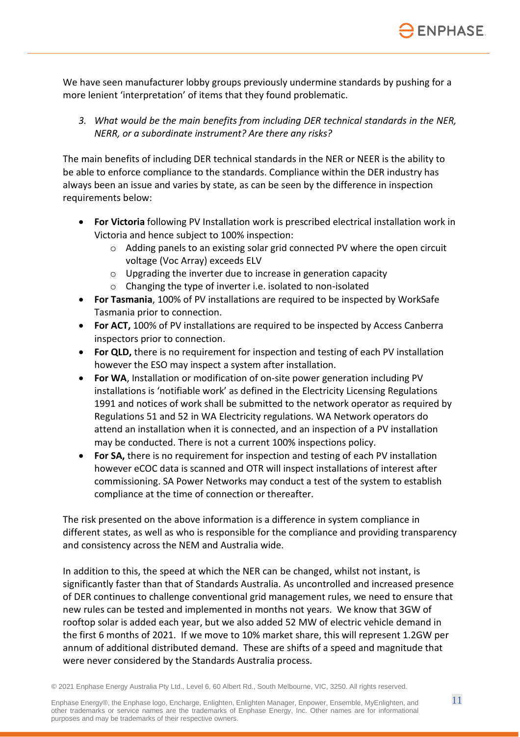We have seen manufacturer lobby groups previously undermine standards by pushing for a more lenient 'interpretation' of items that they found problematic.

3. *What would be the main benefits from including DER technical standards in the NER, NERR, or a subordinate instrument? Are there any risks?*

The main benefits of including DER technical standards in the NER or NEER is the ability to be able to enforce compliance to the standards. Compliance within the DER industry has always been an issue and varies by state, as can be seen by the difference in inspection requirements below:

- **For Victoria** following PV Installation work is prescribed electrical installation work in Victoria and hence subject to 100% inspection:
  - Adding panels to an existing solar grid connected PV where the open circuit voltage (Voc Array) exceeds ELV
  - Upgrading the inverter due to increase in generation capacity
  - Changing the type of inverter i.e. isolated to non-isolated
- **For Tasmania**, 100% of PV installations are required to be inspected by WorkSafe Tasmania prior to connection.
- **For ACT,** 100% of PV installations are required to be inspected by Access Canberra inspectors prior to connection.
- **For QLD,** there is no requirement for inspection and testing of each PV installation however the ESO may inspect a system after installation.
- **For WA**, Installation or modification of on-site power generation including PV installations is 'notifiable work' as defined in the Electricity Licensing Regulations 1991 and notices of work shall be submitted to the network operator as required by Regulations 51 and 52 in WA Electricity regulations. WA Network operators do attend an installation when it is connected, and an inspection of a PV installation may be conducted. There is not a current 100% inspections policy.
- **For SA,** there is no requirement for inspection and testing of each PV installation however eCOC data is scanned and OTR will inspect installations of interest after commissioning. SA Power Networks may conduct a test of the system to establish compliance at the time of connection or thereafter.

The risk presented on the above information is a difference in system compliance in different states, as well as who is responsible for the compliance and providing transparency and consistency across the NEM and Australia wide.

In addition to this, the speed at which the NER can be changed, whilst not instant, is significantly faster than that of Standards Australia. As uncontrolled and increased presence of DER continues to challenge conventional grid management rules, we need to ensure that new rules can be tested and implemented in months not years. We know that 3GW of rooftop solar is added each year, but we also added 52 MW of electric vehicle demand in the first 6 months of 2021. If we move to 10% market share, this will represent 1.2GW per annum of additional distributed demand. These are shifts of a speed and magnitude that were never considered by the Standards Australia process.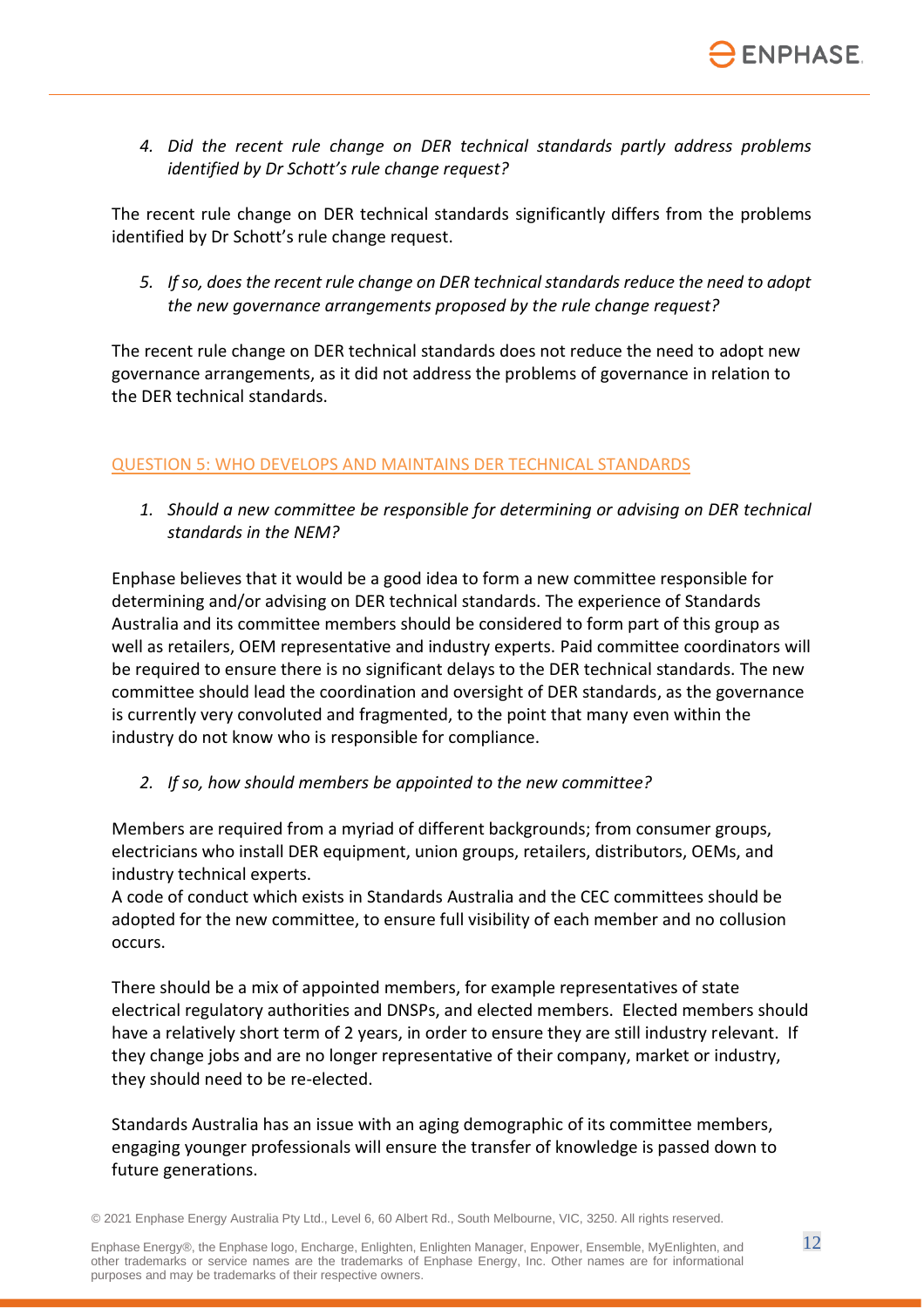4. *Did the recent rule change on DER technical standards partly address problems identified by Dr Schott's rule change request?*

The recent rule change on DER technical standards significantly differs from the problems identified by Dr Schott's rule change request.

5. *If so, does the recent rule change on DER technical standards reduce the need to adopt the new governance arrangements proposed by the rule change request?*

The recent rule change on DER technical standards does not reduce the need to adopt new governance arrangements, as it did not address the problems of governance in relation to the DER technical standards.

## QUESTION 5: WHO DEVELOPS AND MAINTAINS DER TECHNICAL STANDARDS

1. *Should a new committee be responsible for determining or advising on DER technical standards in the NEM?*

Enphase believes that it would be a good idea to form a new committee responsible for determining and/or advising on DER technical standards. The experience of Standards Australia and its committee members should be considered to form part of this group as well as retailers, OEM representative and industry experts. Paid committee coordinators will be required to ensure there is no significant delays to the DER technical standards. The new committee should lead the coordination and oversight of DER standards, as the governance is currently very convoluted and fragmented, to the point that many even within the industry do not know who is responsible for compliance.

2. *If so, how should members be appointed to the new committee?*

Members are required from a myriad of different backgrounds; from consumer groups, electricians who install DER equipment, union groups, retailers, distributors, OEMs, and industry technical experts.
A code of conduct which exists in Standards Australia and the CEC committees should be adopted for the new committee, to ensure full visibility of each member and no collusion occurs.

There should be a mix of appointed members, for example representatives of state electrical regulatory authorities and DNSPs, and elected members. Elected members should have a relatively short term of 2 years, in order to ensure they are still industry relevant. If they change jobs and are no longer representative of their company, market or industry, they should need to be re-elected.

Standards Australia has an issue with an aging demographic of its committee members, engaging younger professionals will ensure the transfer of knowledge is passed down to future generations.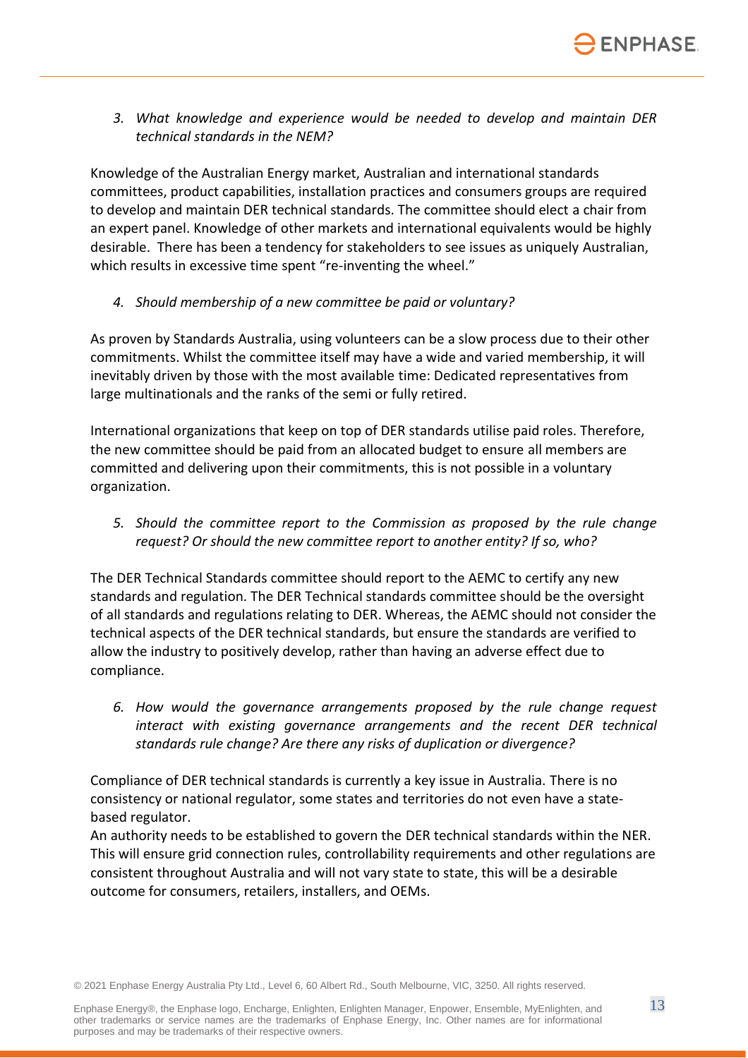3. *What knowledge and experience would be needed to develop and maintain DER technical standards in the NEM?*

Knowledge of the Australian Energy market, Australian and international standards committees, product capabilities, installation practices and consumers groups are required to develop and maintain DER technical standards. The committee should elect a chair from an expert panel. Knowledge of other markets and international equivalents would be highly desirable. There has been a tendency for stakeholders to see issues as uniquely Australian, which results in excessive time spent "re-inventing the wheel."

4. *Should membership of a new committee be paid or voluntary?*

As proven by Standards Australia, using volunteers can be a slow process due to their other commitments. Whilst the committee itself may have a wide and varied membership, it will inevitably driven by those with the most available time: Dedicated representatives from large multinationals and the ranks of the semi or fully retired.

International organizations that keep on top of DER standards utilise paid roles. Therefore, the new committee should be paid from an allocated budget to ensure all members are committed and delivering upon their commitments, this is not possible in a voluntary organization.

5. *Should the committee report to the Commission as proposed by the rule change request? Or should the new committee report to another entity? If so, who?*

The DER Technical Standards committee should report to the AEMC to certify any new standards and regulation. The DER Technical standards committee should be the oversight of all standards and regulations relating to DER. Whereas, the AEMC should not consider the technical aspects of the DER technical standards, but ensure the standards are verified to allow the industry to positively develop, rather than having an adverse effect due to compliance.

6. *How would the governance arrangements proposed by the rule change request interact with existing governance arrangements and the recent DER technical standards rule change? Are there any risks of duplication or divergence?*

Compliance of DER technical standards is currently a key issue in Australia. There is no consistency or national regulator, some states and territories do not even have a state-based regulator.

An authority needs to be established to govern the DER technical standards within the NER. This will ensure grid connection rules, controllability requirements and other regulations are consistent throughout Australia and will not vary state to state, this will be a desirable outcome for consumers, retailers, installers, and OEMs.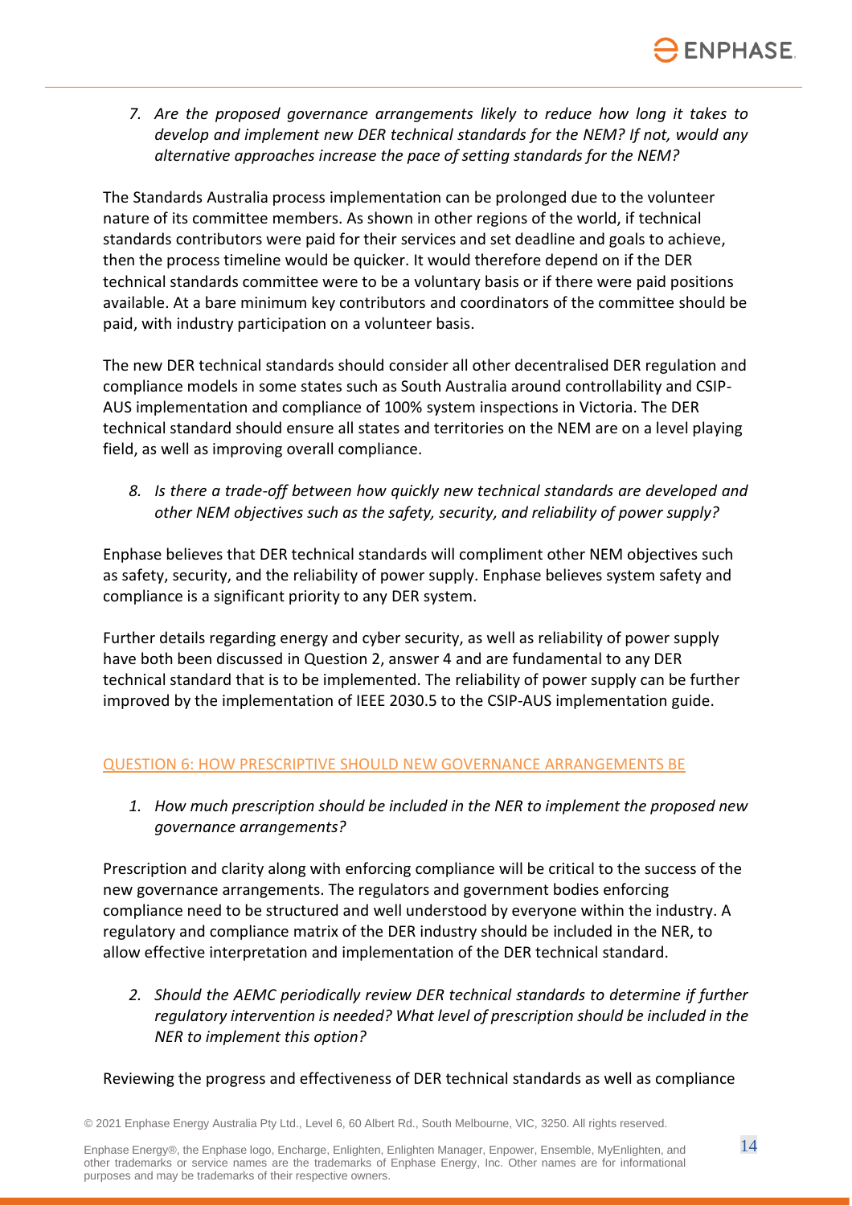7. *Are the proposed governance arrangements likely to reduce how long it takes to develop and implement new DER technical standards for the NEM? If not, would any alternative approaches increase the pace of setting standards for the NEM?*

The Standards Australia process implementation can be prolonged due to the volunteer nature of its committee members. As shown in other regions of the world, if technical standards contributors were paid for their services and set deadline and goals to achieve, then the process timeline would be quicker. It would therefore depend on if the DER technical standards committee were to be a voluntary basis or if there were paid positions available. At a bare minimum key contributors and coordinators of the committee should be paid, with industry participation on a volunteer basis.

The new DER technical standards should consider all other decentralised DER regulation and compliance models in some states such as South Australia around controllability and CSIP-AUS implementation and compliance of 100% system inspections in Victoria. The DER technical standard should ensure all states and territories on the NEM are on a level playing field, as well as improving overall compliance.

8. *Is there a trade-off between how quickly new technical standards are developed and other NEM objectives such as the safety, security, and reliability of power supply?*

Enphase believes that DER technical standards will compliment other NEM objectives such as safety, security, and the reliability of power supply. Enphase believes system safety and compliance is a significant priority to any DER system.

Further details regarding energy and cyber security, as well as reliability of power supply have both been discussed in Question 2, answer 4 and are fundamental to any DER technical standard that is to be implemented. The reliability of power supply can be further improved by the implementation of IEEE 2030.5 to the CSIP-AUS implementation guide.

## QUESTION 6: HOW PRESCRIPTIVE SHOULD NEW GOVERNANCE ARRANGEMENTS BE

1. *How much prescription should be included in the NER to implement the proposed new governance arrangements?*

Prescription and clarity along with enforcing compliance will be critical to the success of the new governance arrangements. The regulators and government bodies enforcing compliance need to be structured and well understood by everyone within the industry. A regulatory and compliance matrix of the DER industry should be included in the NER, to allow effective interpretation and implementation of the DER technical standard.

2. *Should the AEMC periodically review DER technical standards to determine if further regulatory intervention is needed? What level of prescription should be included in the NER to implement this option?*

Reviewing the progress and effectiveness of DER technical standards as well as compliance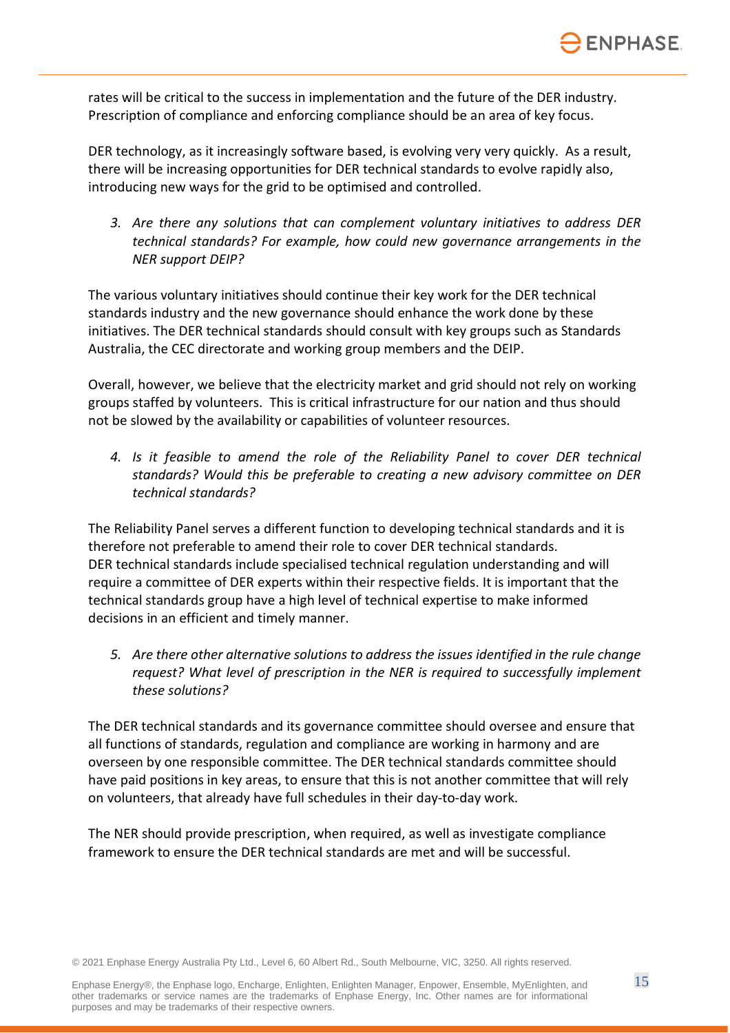rates will be critical to the success in implementation and the future of the DER industry. Prescription of compliance and enforcing compliance should be an area of key focus.

DER technology, as it increasingly software based, is evolving very very quickly. As a result, there will be increasing opportunities for DER technical standards to evolve rapidly also, introducing new ways for the grid to be optimised and controlled.

3. *Are there any solutions that can complement voluntary initiatives to address DER technical standards? For example, how could new governance arrangements in the NER support DEIP?*

The various voluntary initiatives should continue their key work for the DER technical standards industry and the new governance should enhance the work done by these initiatives. The DER technical standards should consult with key groups such as Standards Australia, the CEC directorate and working group members and the DEIP.

Overall, however, we believe that the electricity market and grid should not rely on working groups staffed by volunteers. This is critical infrastructure for our nation and thus should not be slowed by the availability or capabilities of volunteer resources.

4. *Is it feasible to amend the role of the Reliability Panel to cover DER technical standards? Would this be preferable to creating a new advisory committee on DER technical standards?*

The Reliability Panel serves a different function to developing technical standards and it is therefore not preferable to amend their role to cover DER technical standards. DER technical standards include specialised technical regulation understanding and will require a committee of DER experts within their respective fields. It is important that the technical standards group have a high level of technical expertise to make informed decisions in an efficient and timely manner.

5. *Are there other alternative solutions to address the issues identified in the rule change request? What level of prescription in the NER is required to successfully implement these solutions?*

The DER technical standards and its governance committee should oversee and ensure that all functions of standards, regulation and compliance are working in harmony and are overseen by one responsible committee. The DER technical standards committee should have paid positions in key areas, to ensure that this is not another committee that will rely on volunteers, that already have full schedules in their day-to-day work.

The NER should provide prescription, when required, as well as investigate compliance framework to ensure the DER technical standards are met and will be successful.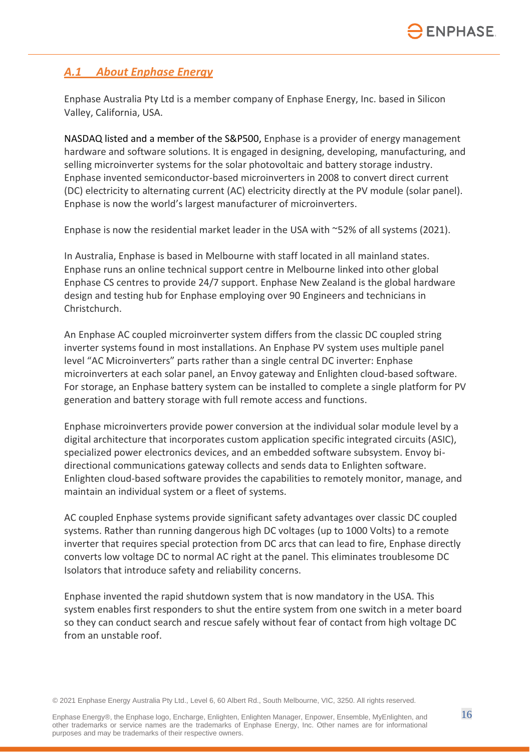## *A.1 About Enphase Energy*

Enphase Australia Pty Ltd is a member company of Enphase Energy, Inc. based in Silicon Valley, California, USA.

NASDAQ listed and a member of the S&P500, Enphase is a provider of energy management hardware and software solutions. It is engaged in designing, developing, manufacturing, and selling microinverter systems for the solar photovoltaic and battery storage industry. Enphase invented semiconductor-based microinverters in 2008 to convert direct current (DC) electricity to alternating current (AC) electricity directly at the PV module (solar panel). Enphase is now the world's largest manufacturer of microinverters.

Enphase is now the residential market leader in the USA with ~52% of all systems (2021).

In Australia, Enphase is based in Melbourne with staff located in all mainland states. Enphase runs an online technical support centre in Melbourne linked into other global Enphase CS centres to provide 24/7 support. Enphase New Zealand is the global hardware design and testing hub for Enphase employing over 90 Engineers and technicians in Christchurch.

An Enphase AC coupled microinverter system differs from the classic DC coupled string inverter systems found in most installations. An Enphase PV system uses multiple panel level "AC Microinverters" parts rather than a single central DC inverter: Enphase microinverters at each solar panel, an Envoy gateway and Enlighten cloud-based software. For storage, an Enphase battery system can be installed to complete a single platform for PV generation and battery storage with full remote access and functions.

Enphase microinverters provide power conversion at the individual solar module level by a digital architecture that incorporates custom application specific integrated circuits (ASIC), specialized power electronics devices, and an embedded software subsystem. Envoy bi-directional communications gateway collects and sends data to Enlighten software. Enlighten cloud-based software provides the capabilities to remotely monitor, manage, and maintain an individual system or a fleet of systems.

AC coupled Enphase systems provide significant safety advantages over classic DC coupled systems. Rather than running dangerous high DC voltages (up to 1000 Volts) to a remote inverter that requires special protection from DC arcs that can lead to fire, Enphase directly converts low voltage DC to normal AC right at the panel. This eliminates troublesome DC Isolators that introduce safety and reliability concerns.

Enphase invented the rapid shutdown system that is now mandatory in the USA. This system enables first responders to shut the entire system from one switch in a meter board so they can conduct search and rescue safely without fear of contact from high voltage DC from an unstable roof.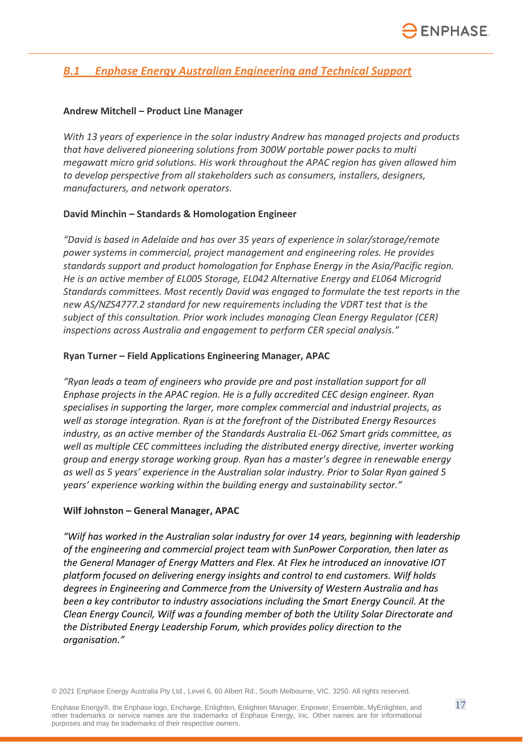## *B.1 Enphase Energy Australian Engineering and Technical Support*

**Andrew Mitchell – Product Line Manager**

*With 13 years of experience in the solar industry Andrew has managed projects and products that have delivered pioneering solutions from 300W portable power packs to multi megawatt micro grid solutions. His work throughout the APAC region has given allowed him to develop perspective from all stakeholders such as consumers, installers, designers, manufacturers, and network operators.*

**David Minchin – Standards & Homologation Engineer**

*"David is based in Adelaide and has over 35 years of experience in solar/storage/remote power systems in commercial, project management and engineering roles. He provides standards support and product homologation for Enphase Energy in the Asia/Pacific region. He is an active member of EL005 Storage, EL042 Alternative Energy and EL064 Microgrid Standards committees. Most recently David was engaged to formulate the test reports in the new AS/NZS4777.2 standard for new requirements including the VDRT test that is the subject of this consultation. Prior work includes managing Clean Energy Regulator (CER) inspections across Australia and engagement to perform CER special analysis."*

**Ryan Turner – Field Applications Engineering Manager, APAC**

*"Ryan leads a team of engineers who provide pre and post installation support for all Enphase projects in the APAC region. He is a fully accredited CEC design engineer. Ryan specialises in supporting the larger, more complex commercial and industrial projects, as well as storage integration. Ryan is at the forefront of the Distributed Energy Resources industry, as an active member of the Standards Australia EL-062 Smart grids committee, as well as multiple CEC committees including the distributed energy directive, inverter working group and energy storage working group. Ryan has a master's degree in renewable energy as well as 5 years' experience in the Australian solar industry. Prior to Solar Ryan gained 5 years' experience working within the building energy and sustainability sector."*

**Wilf Johnston – General Manager, APAC**

*"Wilf has worked in the Australian solar industry for over 14 years, beginning with leadership of the engineering and commercial project team with SunPower Corporation, then later as the General Manager of Energy Matters and Flex. At Flex he introduced an innovative IOT platform focused on delivering energy insights and control to end customers. Wilf holds degrees in Engineering and Commerce from the University of Western Australia and has been a key contributor to industry associations including the Smart Energy Council. At the Clean Energy Council, Wilf was a founding member of both the Utility Solar Directorate and the Distributed Energy Leadership Forum, which provides policy direction to the organisation."*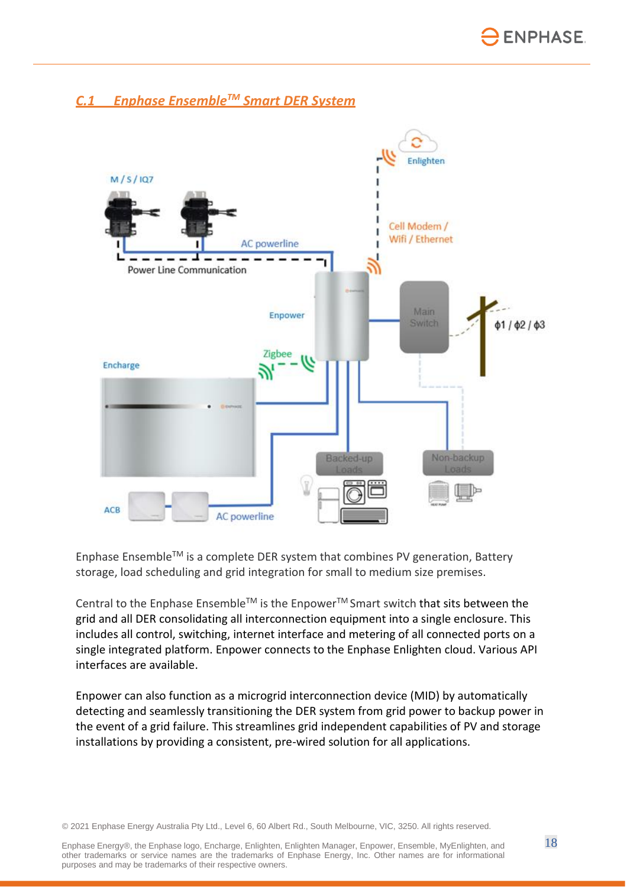## *C.1 Enphase Ensemble<sup>TM</sup> Smart DER System*

Enlighten

M / S / IQ7

Cell Modem / Wifi / Ethernet

AC powerline

Power Line Communication

Enpower

Main Switch

ϕ1 / ϕ2 / ϕ3

Zigbee

Encharge

Backed-up Loads

Non-backup Loads

ACB

AC powerline

Enphase Ensemble[TM] is a complete DER system that combines PV generation, Battery storage, load scheduling and grid integration for small to medium size premises.

Central to the Enphase Ensemble[TM] is the Enpower[TM] Smart switch that sits between the grid and all DER consolidating all interconnection equipment into a single enclosure. This includes all control, switching, internet interface and metering of all connected ports on a single integrated platform. Enpower connects to the Enphase Enlighten cloud. Various API interfaces are available.

Enpower can also function as a microgrid interconnection device (MID) by automatically detecting and seamlessly transitioning the DER system from grid power to backup power in the event of a grid failure. This streamlines grid independent capabilities of PV and storage installations by providing a consistent, pre-wired solution for all applications.